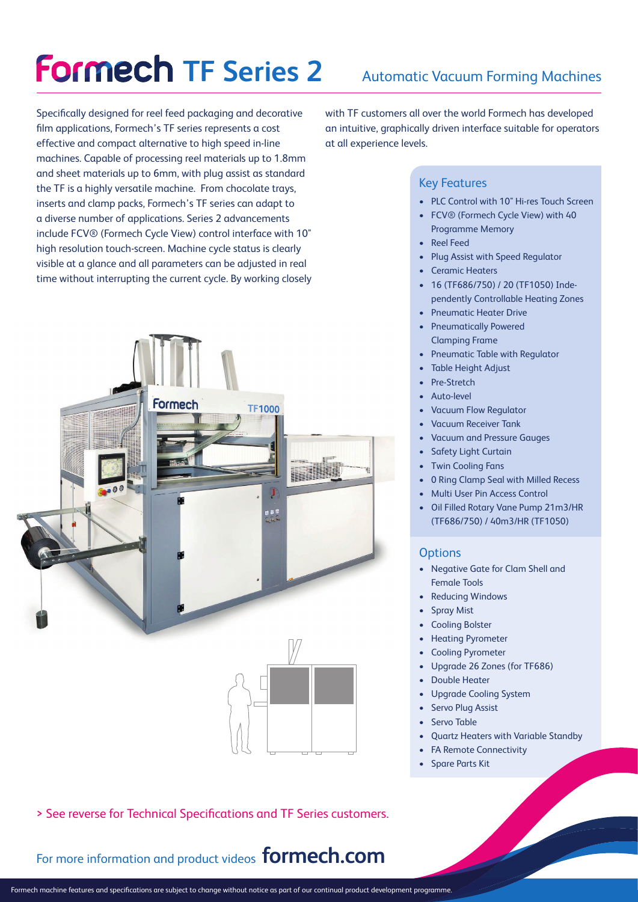# Formech TF Series 2

## Automatic Vacuum Forming Machines

Specifically designed for reel feed packaging and decorative film applications, Formech's TF series represents a cost effective and compact alternative to high speed in-line machines. Capable of processing reel materials up to 1.8mm and sheet materials up to 6mm, with plug assist as standard the TF is a highly versatile machine. From chocolate trays, inserts and clamp packs, Formech's TF series can adapt to a diverse number of applications. Series 2 advancements include FCV® (Formech Cycle View) control interface with 10" high resolution touch-screen. Machine cycle status is clearly visible at a glance and all parameters can be adjusted in real time without interrupting the current cycle. By working closely with TF customers all over the world Formech has developed an intuitive, graphically driven interface suitable for operators at all experience levels.

### Key Features

- PLC Control with 10" Hi-res Touch Screen
- FCV® (Formech Cycle View) with 40 Programme Memory
- Reel Feed
- Plug Assist with Speed Regulator
- Ceramic Heaters
- 16 (TF686/750) / 20 (TF1050) Independently Controllable Heating Zones
- Pneumatic Heater Drive
- Pneumatically Powered Clamping Frame
- Pneumatic Table with Regulator
- Table Height Adjust
- Pre-Stretch
- Auto-level
- Vacuum Flow Regulator
- Vacuum Receiver Tank
- Vacuum and Pressure Gauges
- Safety Light Curtain
- Twin Cooling Fans
- 0 Ring Clamp Seal with Milled Recess
- Multi User Pin Access Control
- Oil Filled Rotary Vane Pump 21m3/HR (TF686/750) / 40m3/HR (TF1050)

### Options

- Negative Gate for Clam Shell and Female Tools
- Reducing Windows
- Spray Mist
- Cooling Bolster
- Heating Pyrometer
- Cooling Pyrometer
- Upgrade 26 Zones (for TF686)
- Double Heater
- Upgrade Cooling System
- Servo Plug Assist
- Servo Table
- Quartz Heaters with Variable Standby
- FA Remote Connectivity
- Spare Parts Kit

> See reverse for Technical Specifications and TF Series customers.

For more information and product videos **formech.com**

Formech machine features and specifications are subject to change without notice as part of our continual product development programme.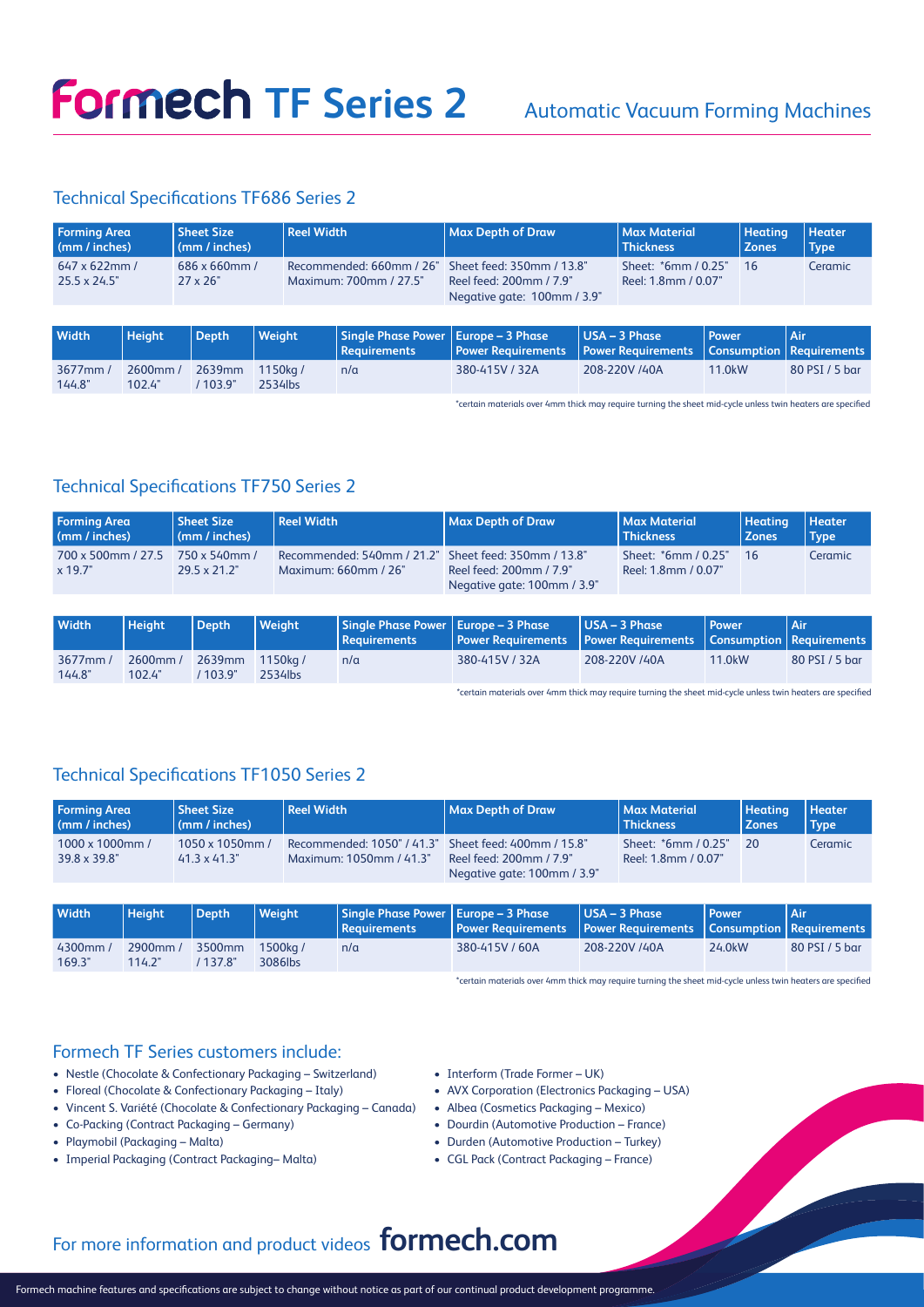# Formech TF Series 2

## Automatic Vacuum Forming Machines

### Technical Specifications TF686 Series 2

| Forming Area (mm / inches) | Sheet Size (mm / inches) | Reel Width | Max Depth of Draw | Max Material Thickness | Heating Zones | Heater Type |
|---|---|---|---|---|---|---|
| 647 x 622mm / 25.5 x 24.5" | 686 x 660mm / 27 x 26" | Recommended: 660mm / 26" Maximum: 700mm / 27.5" | Sheet feed: 350mm / 13.8" Reel feed: 200mm / 7.9" Negative gate: 100mm / 3.9" | Sheet: *6mm / 0.25" Reel: 1.8mm / 0.07" | 16 | Ceramic |

| Width | Height | Depth | Weight | Single Phase Power Requirements | Europe – 3 Phase Power Requirements | USA – 3 Phase Power Requirements | Power Consumption | Air Requirements |
|---|---|---|---|---|---|---|---|---|
| 3677mm / 144.8" | 2600mm / 102.4" | 2639mm / 103.9" | 1150kg / 2534lbs | n/a | 380-415V / 32A | 208-220V /40A | 11.0kW | 80 PSI / 5 bar |

*certain materials over 4mm thick may require turning the sheet mid-cycle unless twin heaters are specified

### Technical Specifications TF750 Series 2

| Forming Area (mm / inches) | Sheet Size (mm / inches) | Reel Width | Max Depth of Draw | Max Material Thickness | Heating Zones | Heater Type |
|---|---|---|---|---|---|---|
| 700 x 500mm / 27.5 x 19.7" | 750 x 540mm / 29.5 x 21.2" | Recommended: 540mm / 21.2" Maximum: 660mm / 26" | Sheet feed: 350mm / 13.8" Reel feed: 200mm / 7.9" Negative gate: 100mm / 3.9" | Sheet: *6mm / 0.25" Reel: 1.8mm / 0.07" | 16 | Ceramic |

| Width | Height | Depth | Weight | Single Phase Power Requirements | Europe – 3 Phase Power Requirements | USA – 3 Phase Power Requirements | Power Consumption | Air Requirements |
|---|---|---|---|---|---|---|---|---|
| 3677mm / 144.8" | 2600mm / 102.4" | 2639mm / 103.9" | 1150kg / 2534lbs | n/a | 380-415V / 32A | 208-220V /40A | 11.0kW | 80 PSI / 5 bar |

*certain materials over 4mm thick may require turning the sheet mid-cycle unless twin heaters are specified

### Technical Specifications TF1050 Series 2

| Forming Area (mm / inches) | Sheet Size (mm / inches) | Reel Width | Max Depth of Draw | Max Material Thickness | Heating Zones | Heater Type |
|---|---|---|---|---|---|---|
| 1000 x 1000mm / 39.8 x 39.8" | 1050 x 1050mm / 41.3 x 41.3" | Recommended: 1050" / 41.3" Maximum: 1050mm / 41.3" | Sheet feed: 400mm / 15.8" Reel feed: 200mm / 7.9" Negative gate: 100mm / 3.9" | Sheet: *6mm / 0.25" Reel: 1.8mm / 0.07" | 20 | Ceramic |

| Width | Height | Depth | Weight | Single Phase Power Requirements | Europe – 3 Phase Power Requirements | USA – 3 Phase Power Requirements | Power Consumption | Air Requirements |
|---|---|---|---|---|---|---|---|---|
| 4300mm / 169.3" | 2900mm / 114.2" | 3500mm / 137.8" | 1500kg / 3086lbs | n/a | 380-415V / 60A | 208-220V /40A | 24.0kW | 80 PSI / 5 bar |

*certain materials over 4mm thick may require turning the sheet mid-cycle unless twin heaters are specified

### Formech TF Series customers include:

- Nestle (Chocolate & Confectionary Packaging – Switzerland)
- Floreal (Chocolate & Confectionary Packaging – Italy)
- Vincent S. Variété (Chocolate & Confectionary Packaging – Canada)
- Co-Packing (Contract Packaging – Germany)
- Playmobil (Packaging – Malta)
- Imperial Packaging (Contract Packaging– Malta)
- Interform (Trade Former – UK)
- AVX Corporation (Electronics Packaging – USA)
- Albea (Cosmetics Packaging – Mexico)
- Dourdin (Automotive Production – France)
- Durden (Automotive Production – Turkey)
- CGL Pack (Contract Packaging – France)

For more information and product videos **formech.com**

Formech machine features and specifications are subject to change without notice as part of our continual product development programme.